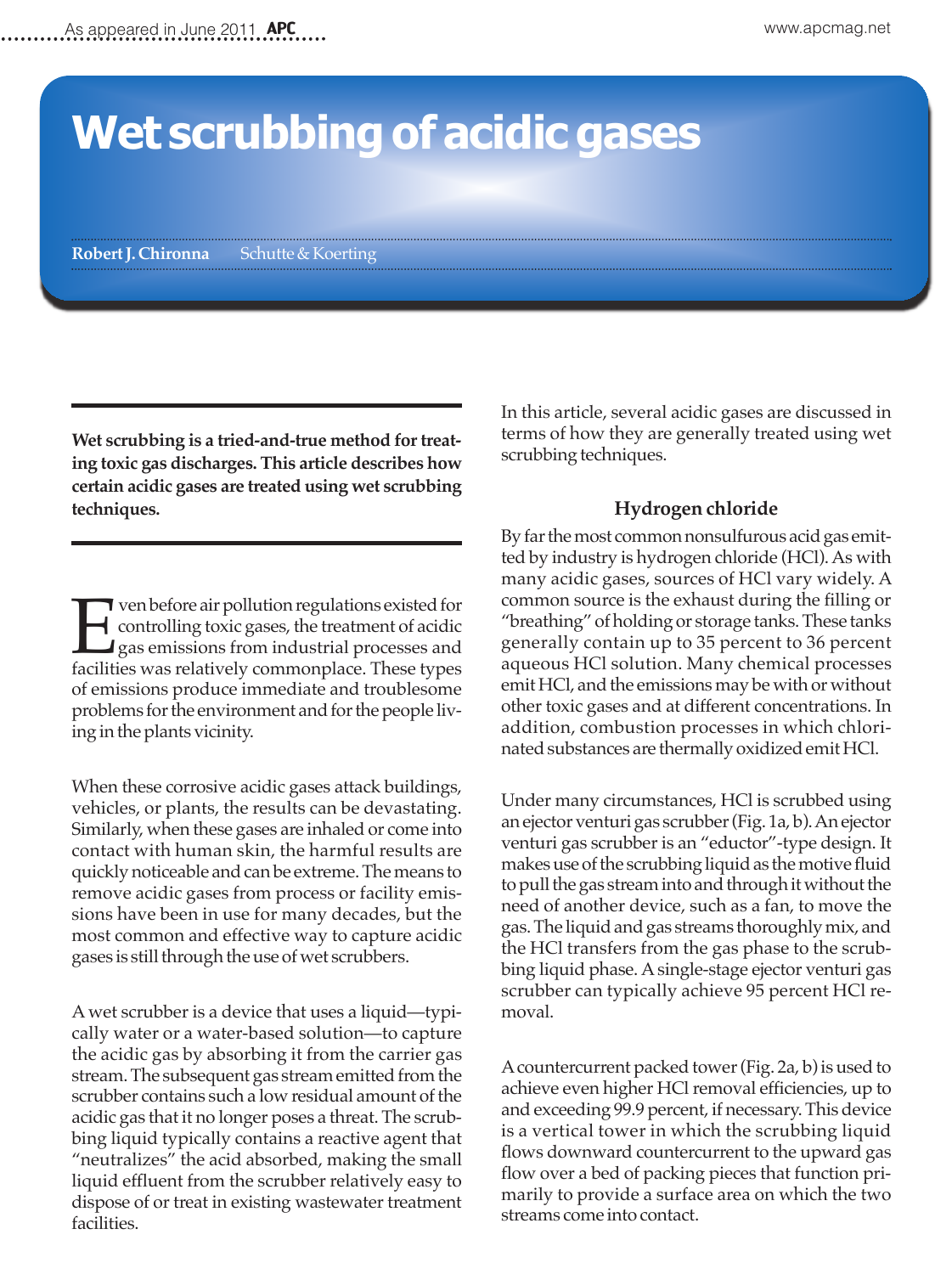# Wet scrubbing of acidic gases

**Robert J. Chironna** Schutte & Koerting

**Wet scrubbing is a tried-and-true method for treating toxic gas discharges. This article describes how certain acidic gases are treated using wet scrubbing techniques.**

Even before air pollution regulations existed for controlling toxic gases, the treatment of acidic gas emissions from industrial processes and facilities was relatively commonplace. These types of emissions produce immediate and troublesome problems for the environment and for the people living in the plants vicinity.

When these corrosive acidic gases attack buildings, vehicles, or plants, the results can be devastating. Similarly, when these gases are inhaled or come into contact with human skin, the harmful results are quickly noticeable and can be extreme. The means to remove acidic gases from process or facility emissions have been in use for many decades, but the most common and effective way to capture acidic gases is still through the use of wet scrubbers.

A wet scrubber is a device that uses a liquid—typically water or a water-based solution—to capture the acidic gas by absorbing it from the carrier gas stream. The subsequent gas stream emitted from the scrubber contains such a low residual amount of the acidic gas that it no longer poses a threat. The scrubbing liquid typically contains a reactive agent that "neutralizes" the acid absorbed, making the small liquid effluent from the scrubber relatively easy to dispose of or treat in existing wastewater treatment facilities.

In this article, several acidic gases are discussed in terms of how they are generally treated using wet scrubbing techniques.

## Hydrogen chloride

By far the most common nonsulfurous acid gas emitted by industry is hydrogen chloride (HCl). As with many acidic gases, sources of HCl vary widely. A common source is the exhaust during the filling or "breathing" of holding or storage tanks. These tanks generally contain up to 35 percent to 36 percent aqueous HCl solution. Many chemical processes emit HCl, and the emissions may be with or without other toxic gases and at different concentrations. In addition, combustion processes in which chlorinated substances are thermally oxidized emit HCl.

Under many circumstances, HCl is scrubbed using an ejector venturi gas scrubber (Fig. 1a, b). An ejector venturi gas scrubber is an "eductor"-type design. It makes use of the scrubbing liquid as the motive fluid to pull the gas stream into and through it without the need of another device, such as a fan, to move the gas. The liquid and gas streams thoroughly mix, and the HCl transfers from the gas phase to the scrubbing liquid phase. A single-stage ejector venturi gas scrubber can typically achieve 95 percent HCl removal.

A countercurrent packed tower (Fig. 2a, b) is used to achieve even higher HCl removal efficiencies, up to and exceeding 99.9 percent, if necessary. This device is a vertical tower in which the scrubbing liquid flows downward countercurrent to the upward gas flow over a bed of packing pieces that function primarily to provide a surface area on which the two streams come into contact.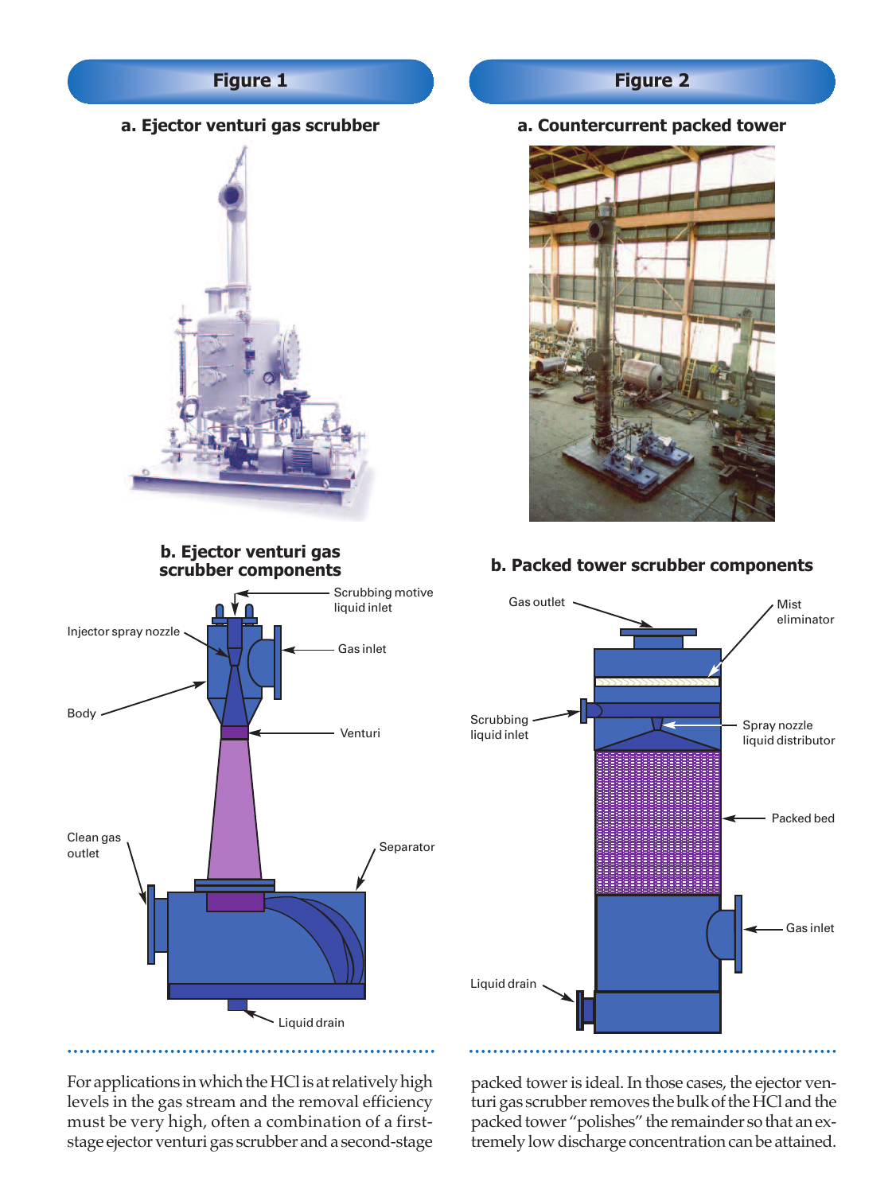**Figure 1**

**a. Ejector venturi gas scrubber**

**b. Ejector venturi gas scrubber components**

Scrubbing motive liquid inlet

Injector spray nozzle

Gas inlet

Body

Venturi

Clean gas outlet

Separator

Liquid drain

**Figure 2**

**a. Countercurrent packed tower**

**b. Packed tower scrubber components**

Gas outlet

Mist eliminator

Scrubbing liquid inlet

Spray nozzle liquid distributor

Packed bed

Gas inlet

Liquid drain

For applications in which the HCl is at relatively high levels in the gas stream and the removal efficiency must be very high, often a combination of a first-stage ejector venturi gas scrubber and a second-stage packed tower is ideal. In those cases, the ejector venturi gas scrubber removes the bulk of the HCl and the packed tower "polishes" the remainder so that an extremely low discharge concentration can be attained.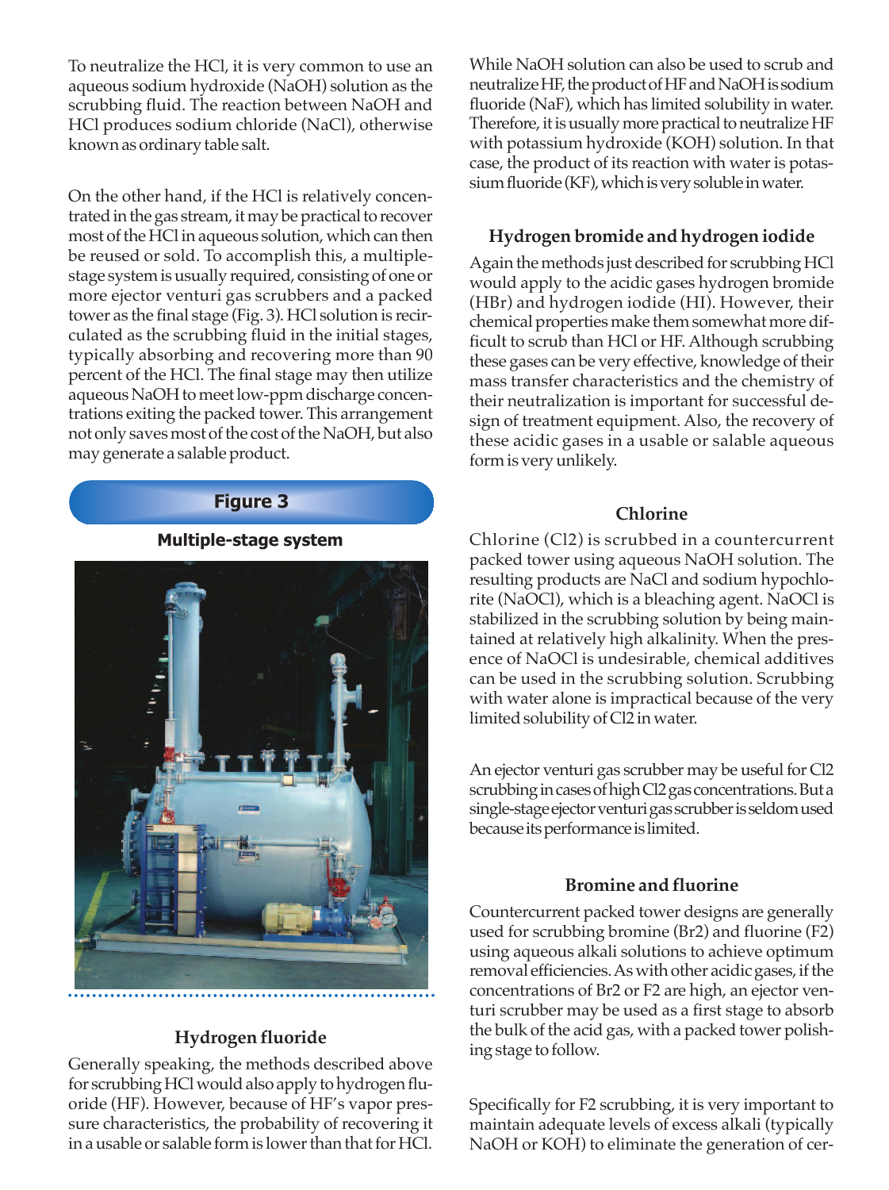To neutralize the HCl, it is very common to use an aqueous sodium hydroxide (NaOH) solution as the scrubbing fluid. The reaction between NaOH and HCl produces sodium chloride (NaCl), otherwise known as ordinary table salt.

On the other hand, if the HCl is relatively concentrated in the gas stream, it may be practical to recover most of the HCl in aqueous solution, which can then be reused or sold. To accomplish this, a multiple-stage system is usually required, consisting of one or more ejector venturi gas scrubbers and a packed tower as the final stage (Fig. 3). HCl solution is recirculated as the scrubbing fluid in the initial stages, typically absorbing and recovering more than 90 percent of the HCl. The final stage may then utilize aqueous NaOH to meet low-ppm discharge concentrations exiting the packed tower. This arrangement not only saves most of the cost of the NaOH, but also may generate a salable product.

**Figure 3**

**Multiple-stage system**

## Hydrogen fluoride

Generally speaking, the methods described above for scrubbing HCl would also apply to hydrogen fluoride (HF). However, because of HF's vapor pressure characteristics, the probability of recovering it in a usable or salable form is lower than that for HCl.

While NaOH solution can also be used to scrub and neutralize HF, the product of HF and NaOH is sodium fluoride (NaF), which has limited solubility in water. Therefore, it is usually more practical to neutralize HF with potassium hydroxide (KOH) solution. In that case, the product of its reaction with water is potassium fluoride (KF), which is very soluble in water.

## Hydrogen bromide and hydrogen iodide

Again the methods just described for scrubbing HCl would apply to the acidic gases hydrogen bromide (HBr) and hydrogen iodide (HI). However, their chemical properties make them somewhat more difficult to scrub than HCl or HF. Although scrubbing these gases can be very effective, knowledge of their mass transfer characteristics and the chemistry of their neutralization is important for successful design of treatment equipment. Also, the recovery of these acidic gases in a usable or salable aqueous form is very unlikely.

## Chlorine

Chlorine (Cl2) is scrubbed in a countercurrent packed tower using aqueous NaOH solution. The resulting products are NaCl and sodium hypochlorite (NaOCl), which is a bleaching agent. NaOCl is stabilized in the scrubbing solution by being maintained at relatively high alkalinity. When the presence of NaOCl is undesirable, chemical additives can be used in the scrubbing solution. Scrubbing with water alone is impractical because of the very limited solubility of Cl2 in water.

An ejector venturi gas scrubber may be useful for Cl2 scrubbing in cases of high Cl2 gas concentrations. But a single-stage ejector venturi gas scrubber is seldom used because its performance is limited.

## Bromine and fluorine

Countercurrent packed tower designs are generally used for scrubbing bromine (Br2) and fluorine (F2) using aqueous alkali solutions to achieve optimum removal efficiencies. As with other acidic gases, if the concentrations of Br2 or F2 are high, an ejector venturi scrubber may be used as a first stage to absorb the bulk of the acid gas, with a packed tower polishing stage to follow.

Specifically for F2 scrubbing, it is very important to maintain adequate levels of excess alkali (typically NaOH or KOH) to eliminate the generation of cer-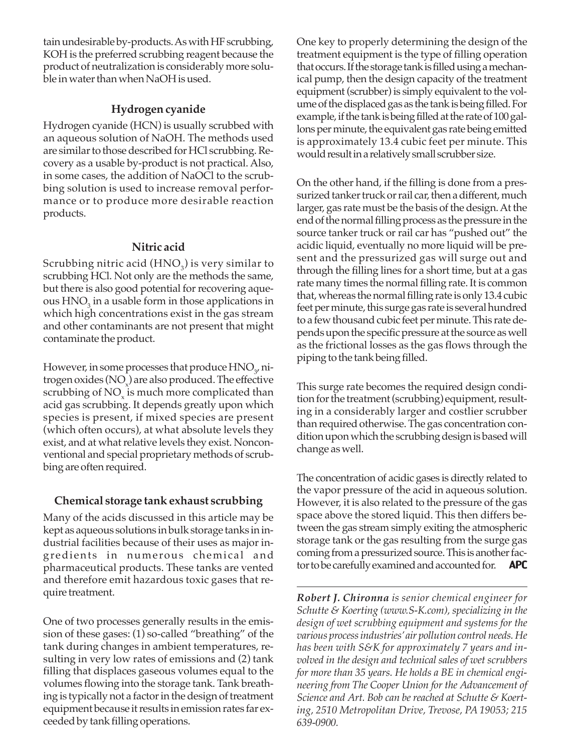tain undesirable by-products. As with HF scrubbing, KOH is the preferred scrubbing reagent because the product of neutralization is considerably more soluble in water than when NaOH is used.

### Hydrogen cyanide

Hydrogen cyanide (HCN) is usually scrubbed with an aqueous solution of NaOH. The methods used are similar to those described for HCl scrubbing. Recovery as a usable by-product is not practical. Also, in some cases, the addition of NaOCl to the scrubbing solution is used to increase removal performance or to produce more desirable reaction products.

### Nitric acid

Scrubbing nitric acid ($HNO_3$) is very similar to scrubbing HCl. Not only are the methods the same, but there is also good potential for recovering aqueous $HNO_3$ in a usable form in those applications in which high concentrations exist in the gas stream and other contaminants are not present that might contaminate the product.

However, in some processes that produce $HNO_3$, nitrogen oxides ($NO_x$) are also produced. The effective scrubbing of $NO_x$ is much more complicated than acid gas scrubbing. It depends greatly upon which species is present, if mixed species are present (which often occurs), at what absolute levels they exist, and at what relative levels they exist. Nonconventional and special proprietary methods of scrubbing are often required.

### Chemical storage tank exhaust scrubbing

Many of the acids discussed in this article may be kept as aqueous solutions in bulk storage tanks in industrial facilities because of their uses as major ingredients in numerous chemical and pharmaceutical products. These tanks are vented and therefore emit hazardous toxic gases that require treatment.

One of two processes generally results in the emission of these gases: (1) so-called "breathing" of the tank during changes in ambient temperatures, resulting in very low rates of emissions and (2) tank filling that displaces gaseous volumes equal to the volumes flowing into the storage tank. Tank breathing is typically not a factor in the design of treatment equipment because it results in emission rates far exceeded by tank filling operations.

One key to properly determining the design of the treatment equipment is the type of filling operation that occurs. If the storage tank is filled using a mechanical pump, then the design capacity of the treatment equipment (scrubber) is simply equivalent to the volume of the displaced gas as the tank is being filled. For example, if the tank is being filled at the rate of 100 gallons per minute, the equivalent gas rate being emitted is approximately 13.4 cubic feet per minute. This would result in a relatively small scrubber size.

On the other hand, if the filling is done from a pressurized tanker truck or rail car, then a different, much larger, gas rate must be the basis of the design. At the end of the normal filling process as the pressure in the source tanker truck or rail car has "pushed out" the acidic liquid, eventually no more liquid will be present and the pressurized gas will surge out and through the filling lines for a short time, but at a gas rate many times the normal filling rate. It is common that, whereas the normal filling rate is only 13.4 cubic feet per minute, this surge gas rate is several hundred to a few thousand cubic feet per minute. This rate depends upon the specific pressure at the source as well as the frictional losses as the gas flows through the piping to the tank being filled.

This surge rate becomes the required design condition for the treatment (scrubbing) equipment, resulting in a considerably larger and costlier scrubber than required otherwise. The gas concentration condition upon which the scrubbing design is based will change as well.

The concentration of acidic gases is directly related to the vapor pressure of the acid in aqueous solution. However, it is also related to the pressure of the gas space above the stored liquid. This then differs between the gas stream simply exiting the atmospheric storage tank or the gas resulting from the surge gas coming from a pressurized source. This is another factor to be carefully examined and accounted for. **APC**

---

***Robert J. Chironna*** *is senior chemical engineer for Schutte & Koerting (www.S-K.com), specializing in the design of wet scrubbing equipment and systems for the various process industries' air pollution control needs. He has been with S&K for approximately 7 years and involved in the design and technical sales of wet scrubbers for more than 35 years. He holds a BE in chemical engineering from The Cooper Union for the Advancement of Science and Art. Bob can be reached at Schutte & Koerting, 2510 Metropolitan Drive, Trevose, PA 19053; 215 639-0900.*